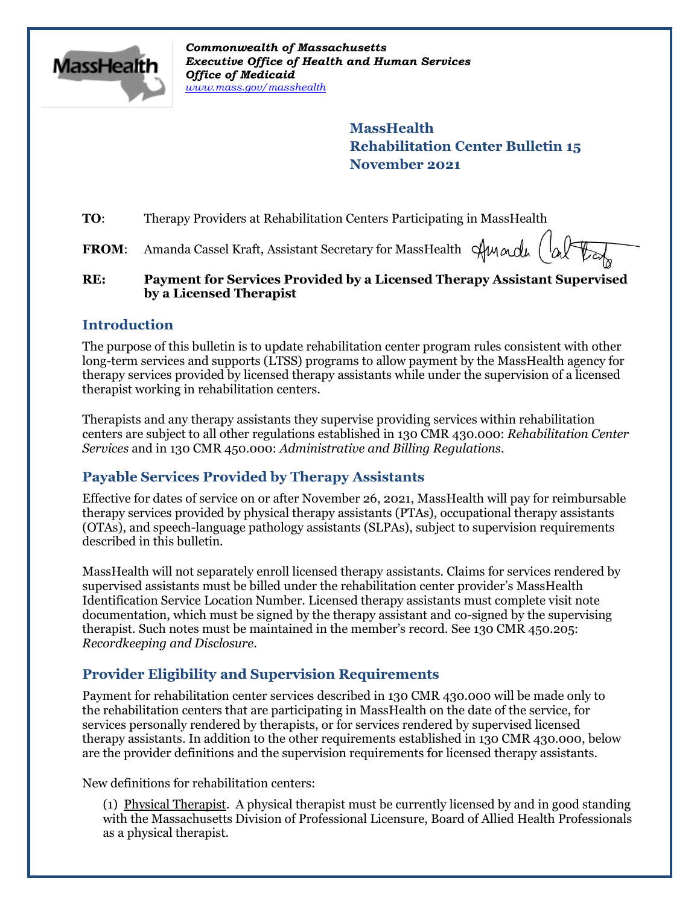*Commonwealth of Massachusetts*
*Executive Office of Health and Human Services*
*Office of Medicaid*
*www.mass.gov/masshealth*

**MassHealth**
**Rehabilitation Center Bulletin 15**
**November 2021**

**TO**: Therapy Providers at Rehabilitation Centers Participating in MassHealth

**FROM**: Amanda Cassel Kraft, Assistant Secretary for MassHealth

**RE: Payment for Services Provided by a Licensed Therapy Assistant Supervised by a Licensed Therapist**

## Introduction

The purpose of this bulletin is to update rehabilitation center program rules consistent with other long-term services and supports (LTSS) programs to allow payment by the MassHealth agency for therapy services provided by licensed therapy assistants while under the supervision of a licensed therapist working in rehabilitation centers.

Therapists and any therapy assistants they supervise providing services within rehabilitation centers are subject to all other regulations established in 130 CMR 430.000: *Rehabilitation Center Services* and in 130 CMR 450.000: *Administrative and Billing Regulations*.

## Payable Services Provided by Therapy Assistants

Effective for dates of service on or after November 26, 2021, MassHealth will pay for reimbursable therapy services provided by physical therapy assistants (PTAs), occupational therapy assistants (OTAs), and speech-language pathology assistants (SLPAs), subject to supervision requirements described in this bulletin.

MassHealth will not separately enroll licensed therapy assistants. Claims for services rendered by supervised assistants must be billed under the rehabilitation center provider's MassHealth Identification Service Location Number. Licensed therapy assistants must complete visit note documentation, which must be signed by the therapy assistant and co-signed by the supervising therapist. Such notes must be maintained in the member's record. See 130 CMR 450.205: *Recordkeeping and Disclosure*.

## Provider Eligibility and Supervision Requirements

Payment for rehabilitation center services described in 130 CMR 430.000 will be made only to the rehabilitation centers that are participating in MassHealth on the date of the service, for services personally rendered by therapists, or for services rendered by supervised licensed therapy assistants. In addition to the other requirements established in 130 CMR 430.000, below are the provider definitions and the supervision requirements for licensed therapy assistants.

New definitions for rehabilitation centers:

(1) Physical Therapist. A physical therapist must be currently licensed by and in good standing with the Massachusetts Division of Professional Licensure, Board of Allied Health Professionals as a physical therapist.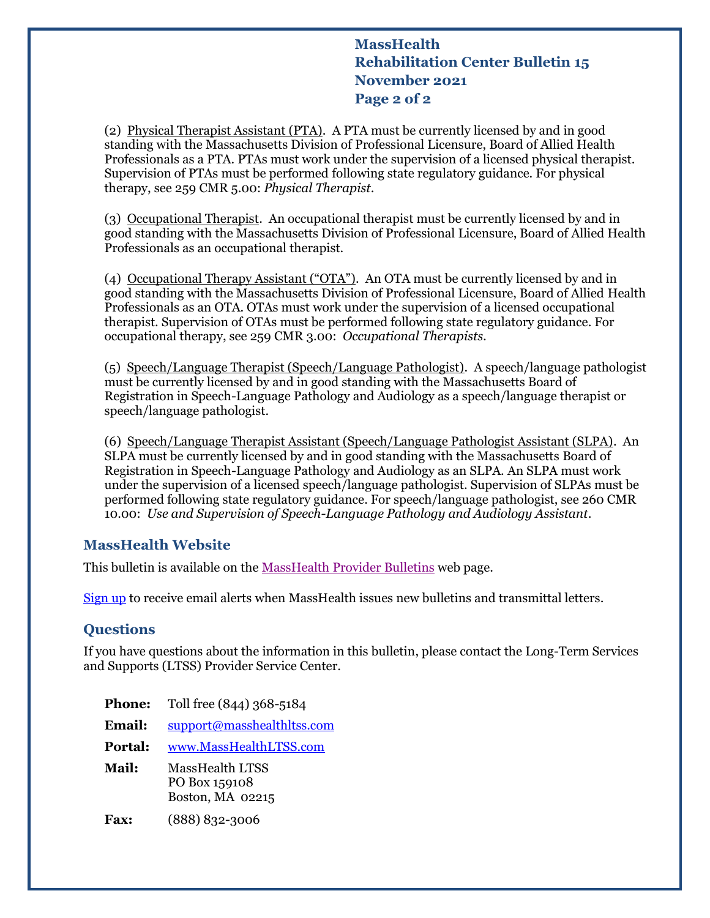(2) Physical Therapist Assistant (PTA). A PTA must be currently licensed by and in good standing with the Massachusetts Division of Professional Licensure, Board of Allied Health Professionals as a PTA. PTAs must work under the supervision of a licensed physical therapist. Supervision of PTAs must be performed following state regulatory guidance. For physical therapy, see 259 CMR 5.00: *Physical Therapist*.

(3) Occupational Therapist. An occupational therapist must be currently licensed by and in good standing with the Massachusetts Division of Professional Licensure, Board of Allied Health Professionals as an occupational therapist.

(4) Occupational Therapy Assistant ("OTA"). An OTA must be currently licensed by and in good standing with the Massachusetts Division of Professional Licensure, Board of Allied Health Professionals as an OTA. OTAs must work under the supervision of a licensed occupational therapist. Supervision of OTAs must be performed following state regulatory guidance. For occupational therapy, see 259 CMR 3.00: *Occupational Therapists*.

(5) Speech/Language Therapist (Speech/Language Pathologist). A speech/language pathologist must be currently licensed by and in good standing with the Massachusetts Board of Registration in Speech-Language Pathology and Audiology as a speech/language therapist or speech/language pathologist.

(6) Speech/Language Therapist Assistant (Speech/Language Pathologist Assistant (SLPA). An SLPA must be currently licensed by and in good standing with the Massachusetts Board of Registration in Speech-Language Pathology and Audiology as an SLPA. An SLPA must work under the supervision of a licensed speech/language pathologist. Supervision of SLPAs must be performed following state regulatory guidance. For speech/language pathologist, see 260 CMR 10.00: *Use and Supervision of Speech-Language Pathology and Audiology Assistant*.

## MassHealth Website

This bulletin is available on the MassHealth Provider Bulletins web page.

Sign up to receive email alerts when MassHealth issues new bulletins and transmittal letters.

## Questions

If you have questions about the information in this bulletin, please contact the Long-Term Services and Supports (LTSS) Provider Service Center.

| | |
|---|---|
| **Phone:** | Toll free (844) 368-5184 |
| **Email:** | support@masshealthltss.com |
| **Portal:** | www.MassHealthLTSS.com |
| **Mail:** | MassHealth LTSS<br>PO Box 159108<br>Boston, MA 02215 |
| **Fax:** | (888) 832-3006 |